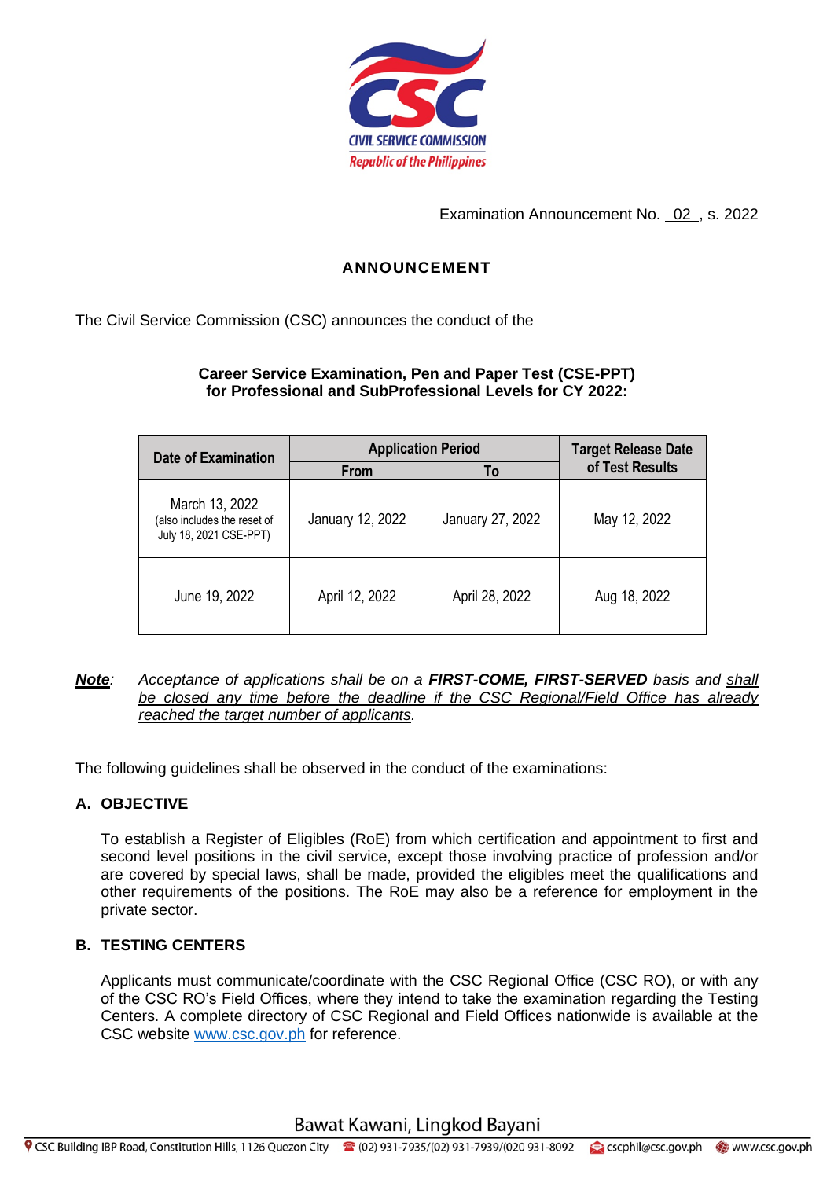Examination Announcement No. 02 , s. 2022

# ANNOUNCEMENT

The Civil Service Commission (CSC) announces the conduct of the

**Career Service Examination, Pen and Paper Test (CSE-PPT)**
**for Professional and SubProfessional Levels for CY 2022:**

| Date of Examination | Application Period | | Target Release Date of Test Results |
|---|---|---|---|
| | From | To | |
| March 13, 2022 (also includes the reset of July 18, 2021 CSE-PPT) | January 12, 2022 | January 27, 2022 | May 12, 2022 |
| June 19, 2022 | April 12, 2022 | April 28, 2022 | Aug 18, 2022 |

***Note***: *Acceptance of applications shall be on a **FIRST-COME, FIRST-SERVED** basis and shall be closed any time before the deadline if the CSC Regional/Field Office has already reached the target number of applicants.*

The following guidelines shall be observed in the conduct of the examinations:

## A. OBJECTIVE

To establish a Register of Eligibles (RoE) from which certification and appointment to first and second level positions in the civil service, except those involving practice of profession and/or are covered by special laws, shall be made, provided the eligibles meet the qualifications and other requirements of the positions. The RoE may also be a reference for employment in the private sector.

## B. TESTING CENTERS

Applicants must communicate/coordinate with the CSC Regional Office (CSC RO), or with any of the CSC RO's Field Offices, where they intend to take the examination regarding the Testing Centers. A complete directory of CSC Regional and Field Offices nationwide is available at the CSC website www.csc.gov.ph for reference.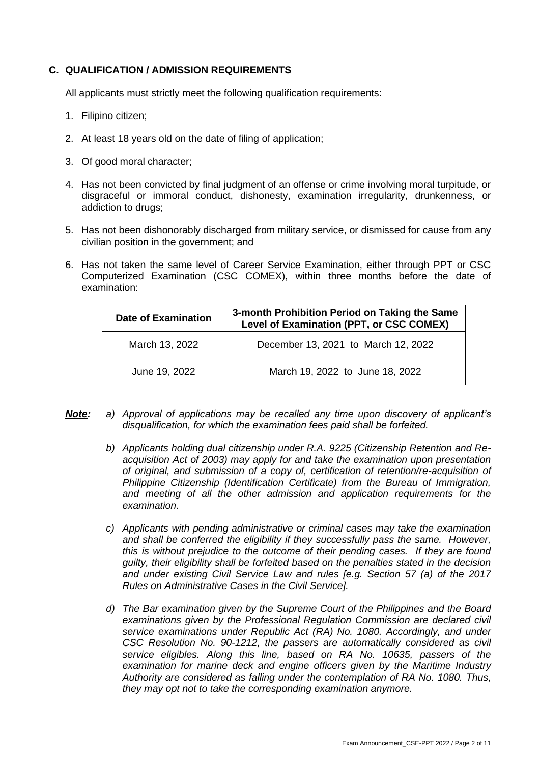### C. QUALIFICATION / ADMISSION REQUIREMENTS

All applicants must strictly meet the following qualification requirements:

1. Filipino citizen;
2. At least 18 years old on the date of filing of application;
3. Of good moral character;
4. Has not been convicted by final judgment of an offense or crime involving moral turpitude, or disgraceful or immoral conduct, dishonesty, examination irregularity, drunkenness, or addiction to drugs;
5. Has not been dishonorably discharged from military service, or dismissed for cause from any civilian position in the government; and
6. Has not taken the same level of Career Service Examination, either through PPT or CSC Computerized Examination (CSC COMEX), within three months before the date of examination:

| Date of Examination | 3-month Prohibition Period on Taking the Same Level of Examination (PPT, or CSC COMEX) |
|---|---|
| March 13, 2022 | December 13, 2021 to March 12, 2022 |
| June 19, 2022 | March 19, 2022 to June 18, 2022 |

***Note:***

*a) Approval of applications may be recalled any time upon discovery of applicant's disqualification, for which the examination fees paid shall be forfeited.*

*b) Applicants holding dual citizenship under R.A. 9225 (Citizenship Retention and Re-acquisition Act of 2003) may apply for and take the examination upon presentation of original, and submission of a copy of, certification of retention/re-acquisition of Philippine Citizenship (Identification Certificate) from the Bureau of Immigration, and meeting of all the other admission and application requirements for the examination.*

*c) Applicants with pending administrative or criminal cases may take the examination and shall be conferred the eligibility if they successfully pass the same. However, this is without prejudice to the outcome of their pending cases. If they are found guilty, their eligibility shall be forfeited based on the penalties stated in the decision and under existing Civil Service Law and rules [e.g. Section 57 (a) of the 2017 Rules on Administrative Cases in the Civil Service].*

*d) The Bar examination given by the Supreme Court of the Philippines and the Board examinations given by the Professional Regulation Commission are declared civil service examinations under Republic Act (RA) No. 1080. Accordingly, and under CSC Resolution No. 90-1212, the passers are automatically considered as civil service eligibles. Along this line, based on RA No. 10635, passers of the examination for marine deck and engine officers given by the Maritime Industry Authority are considered as falling under the contemplation of RA No. 1080. Thus, they may opt not to take the corresponding examination anymore.*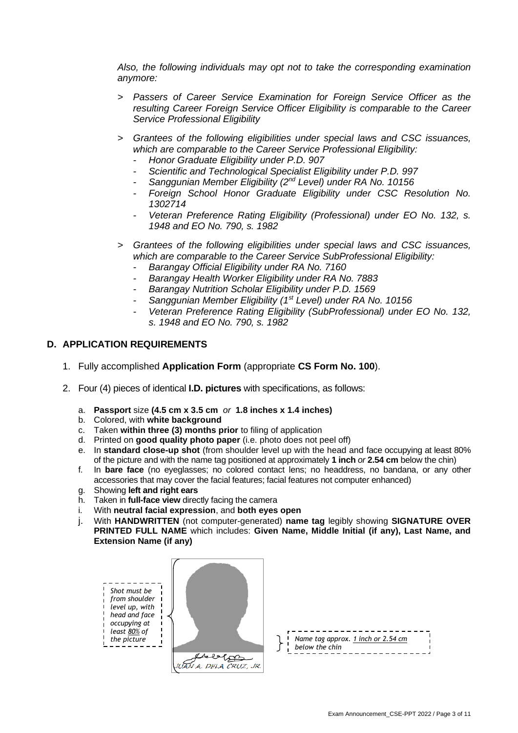*Also, the following individuals may opt not to take the corresponding examination anymore:*

> *Passers of Career Service Examination for Foreign Service Officer as the resulting Career Foreign Service Officer Eligibility is comparable to the Career Service Professional Eligibility*

> *Grantees of the following eligibilities under special laws and CSC issuances, which are comparable to the Career Service Professional Eligibility:*
> - *Honor Graduate Eligibility under P.D. 907*
> - *Scientific and Technological Specialist Eligibility under P.D. 997*
> - *Sanggunian Member Eligibility (2nd Level) under RA No. 10156*
> - *Foreign School Honor Graduate Eligibility under CSC Resolution No. 1302714*
> - *Veteran Preference Rating Eligibility (Professional) under EO No. 132, s. 1948 and EO No. 790, s. 1982*

> *Grantees of the following eligibilities under special laws and CSC issuances, which are comparable to the Career Service SubProfessional Eligibility:*
> - *Barangay Official Eligibility under RA No. 7160*
> - *Barangay Health Worker Eligibility under RA No. 7883*
> - *Barangay Nutrition Scholar Eligibility under P.D. 1569*
> - *Sanggunian Member Eligibility (1st Level) under RA No. 10156*
> - *Veteran Preference Rating Eligibility (SubProfessional) under EO No. 132, s. 1948 and EO No. 790, s. 1982*

## D. APPLICATION REQUIREMENTS

1. Fully accomplished **Application Form** (appropriate **CS Form No. 100**).

2. Four (4) pieces of identical **I.D. pictures** with specifications, as follows:

   a. **Passport** size **(4.5 cm x 3.5 cm** *or* **1.8 inches x 1.4 inches)**
   b. Colored, with **white background**
   c. Taken **within three (3) months prior** to filing of application
   d. Printed on **good quality photo paper** (i.e. photo does not peel off)
   e. In **standard close-up shot** (from shoulder level up with the head and face occupying at least 80% of the picture and with the name tag positioned at approximately **1 inch** *or* **2.54 cm** below the chin)
   f. In **bare face** (no eyeglasses; no colored contact lens; no headdress, no bandana, or any other accessories that may cover the facial features; facial features not computer enhanced)
   g. Showing **left and right ears**
   h. Taken in **full-face view** directly facing the camera
   i. With **neutral facial expression**, and **both eyes open**
   j. With **HANDWRITTEN** (not computer-generated) **name tag** legibly showing **SIGNATURE OVER PRINTED FULL NAME** which includes: **Given Name, Middle Initial (if any), Last Name, and Extension Name (if any)**

*Shot must be from shoulder level up, with head and face occupying at least 80% of the picture*

JUAN A. DELA CRUZ, JR.

*Name tag approx. 1 inch or 2.54 cm below the chin*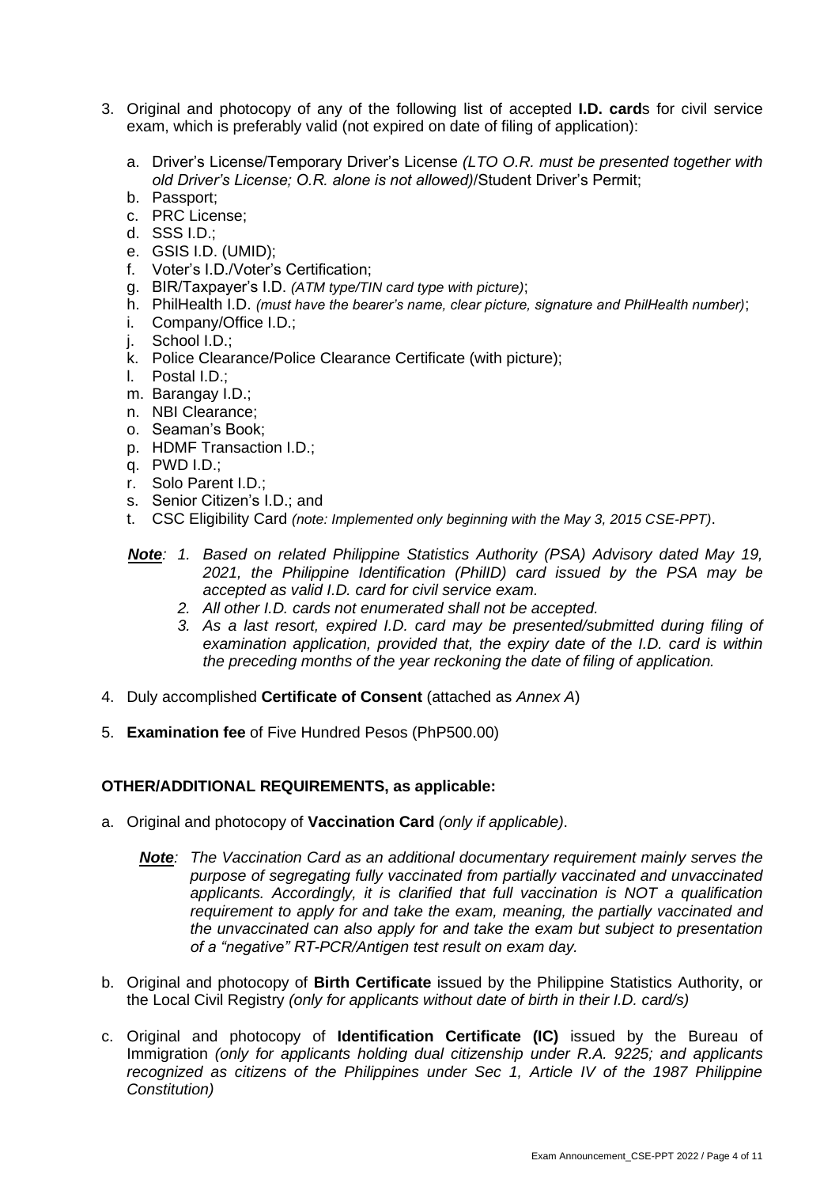3. Original and photocopy of any of the following list of accepted **I.D. card**s for civil service exam, which is preferably valid (not expired on date of filing of application):

   a. Driver's License/Temporary Driver's License *(LTO O.R. must be presented together with old Driver's License; O.R. alone is not allowed)*/Student Driver's Permit;
   b. Passport;
   c. PRC License;
   d. SSS I.D.;
   e. GSIS I.D. (UMID);
   f. Voter's I.D./Voter's Certification;
   g. BIR/Taxpayer's I.D. *(ATM type/TIN card type with picture)*;
   h. PhilHealth I.D. *(must have the bearer's name, clear picture, signature and PhilHealth number)*;
   i. Company/Office I.D.;
   j. School I.D.;
   k. Police Clearance/Police Clearance Certificate (with picture);
   l. Postal I.D.;
   m. Barangay I.D.;
   n. NBI Clearance;
   o. Seaman's Book;
   p. HDMF Transaction I.D.;
   q. PWD I.D.;
   r. Solo Parent I.D.;
   s. Senior Citizen's I.D.; and
   t. CSC Eligibility Card *(note: Implemented only beginning with the May 3, 2015 CSE-PPT)*.

   ***Note**: 1. Based on related Philippine Statistics Authority (PSA) Advisory dated May 19, 2021, the Philippine Identification (PhilID) card issued by the PSA may be accepted as valid I.D. card for civil service exam.*
   *2. All other I.D. cards not enumerated shall not be accepted.*
   *3. As a last resort, expired I.D. card may be presented/submitted during filing of examination application, provided that, the expiry date of the I.D. card is within the preceding months of the year reckoning the date of filing of application.*

4. Duly accomplished **Certificate of Consent** (attached as *Annex A*)

5. **Examination fee** of Five Hundred Pesos (PhP500.00)

**OTHER/ADDITIONAL REQUIREMENTS, as applicable:**

a. Original and photocopy of **Vaccination Card** *(only if applicable)*.

   ***Note**: The Vaccination Card as an additional documentary requirement mainly serves the purpose of segregating fully vaccinated from partially vaccinated and unvaccinated applicants. Accordingly, it is clarified that full vaccination is NOT a qualification requirement to apply for and take the exam, meaning, the partially vaccinated and the unvaccinated can also apply for and take the exam but subject to presentation of a "negative" RT-PCR/Antigen test result on exam day.*

b. Original and photocopy of **Birth Certificate** issued by the Philippine Statistics Authority, or the Local Civil Registry *(only for applicants without date of birth in their I.D. card/s)*

c. Original and photocopy of **Identification Certificate (IC)** issued by the Bureau of Immigration *(only for applicants holding dual citizenship under R.A. 9225; and applicants recognized as citizens of the Philippines under Sec 1, Article IV of the 1987 Philippine Constitution)*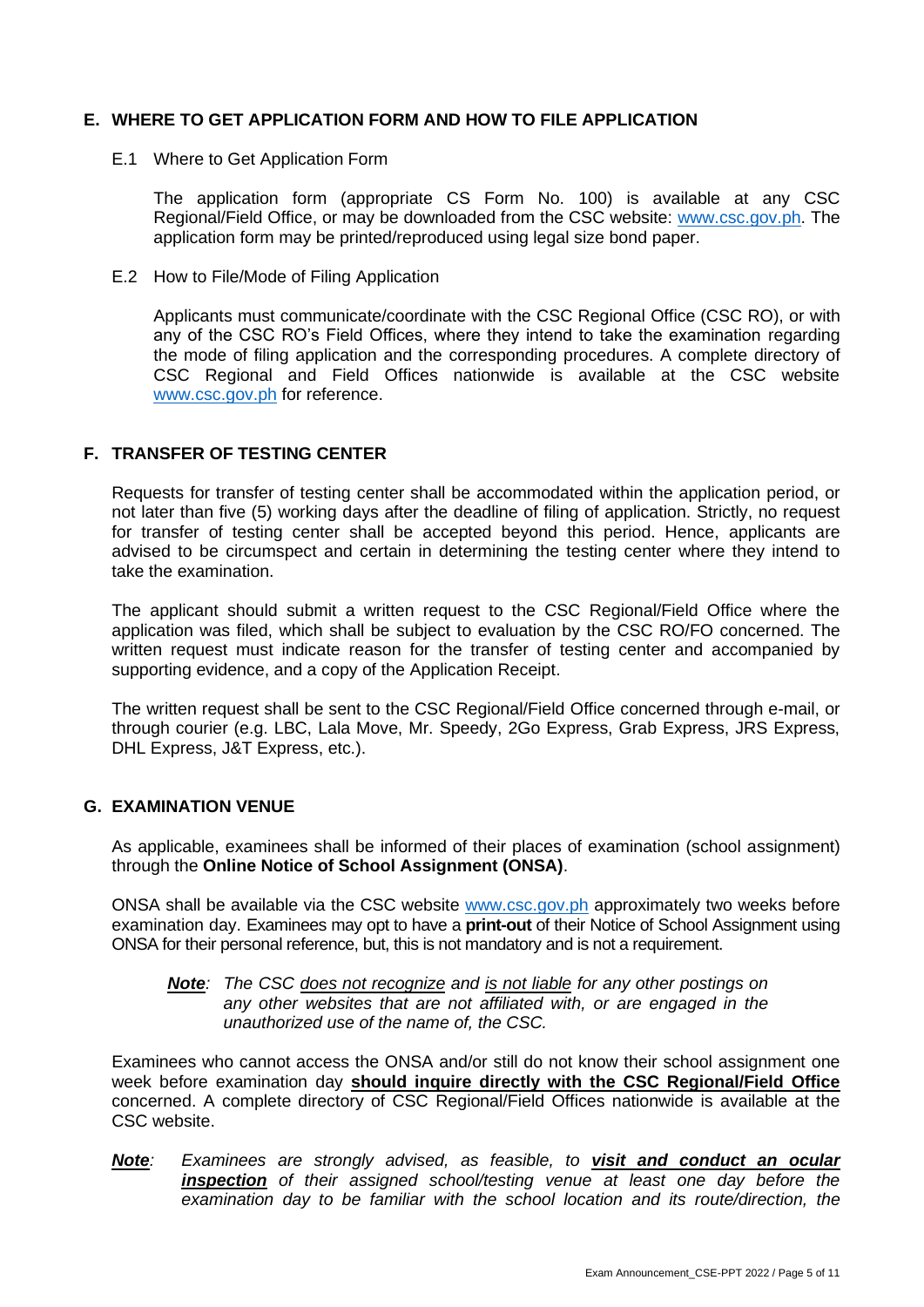## E. WHERE TO GET APPLICATION FORM AND HOW TO FILE APPLICATION

E.1 Where to Get Application Form

The application form (appropriate CS Form No. 100) is available at any CSC Regional/Field Office, or may be downloaded from the CSC website: www.csc.gov.ph. The application form may be printed/reproduced using legal size bond paper.

E.2 How to File/Mode of Filing Application

Applicants must communicate/coordinate with the CSC Regional Office (CSC RO), or with any of the CSC RO's Field Offices, where they intend to take the examination regarding the mode of filing application and the corresponding procedures. A complete directory of CSC Regional and Field Offices nationwide is available at the CSC website www.csc.gov.ph for reference.

## F. TRANSFER OF TESTING CENTER

Requests for transfer of testing center shall be accommodated within the application period, or not later than five (5) working days after the deadline of filing of application. Strictly, no request for transfer of testing center shall be accepted beyond this period. Hence, applicants are advised to be circumspect and certain in determining the testing center where they intend to take the examination.

The applicant should submit a written request to the CSC Regional/Field Office where the application was filed, which shall be subject to evaluation by the CSC RO/FO concerned. The written request must indicate reason for the transfer of testing center and accompanied by supporting evidence, and a copy of the Application Receipt.

The written request shall be sent to the CSC Regional/Field Office concerned through e-mail, or through courier (e.g. LBC, Lala Move, Mr. Speedy, 2Go Express, Grab Express, JRS Express, DHL Express, J&T Express, etc.).

## G. EXAMINATION VENUE

As applicable, examinees shall be informed of their places of examination (school assignment) through the **Online Notice of School Assignment (ONSA)**.

ONSA shall be available via the CSC website www.csc.gov.ph approximately two weeks before examination day. Examinees may opt to have a **print-out** of their Notice of School Assignment using ONSA for their personal reference, but, this is not mandatory and is not a requirement.

> ***Note***: *The CSC does not recognize and is not liable for any other postings on any other websites that are not affiliated with, or are engaged in the unauthorized use of the name of, the CSC.*

Examinees who cannot access the ONSA and/or still do not know their school assignment one week before examination day **should inquire directly with the CSC Regional/Field Office** concerned. A complete directory of CSC Regional/Field Offices nationwide is available at the CSC website.

***Note***: *Examinees are strongly advised, as feasible, to **visit and conduct an ocular inspection** of their assigned school/testing venue at least one day before the examination day to be familiar with the school location and its route/direction, the*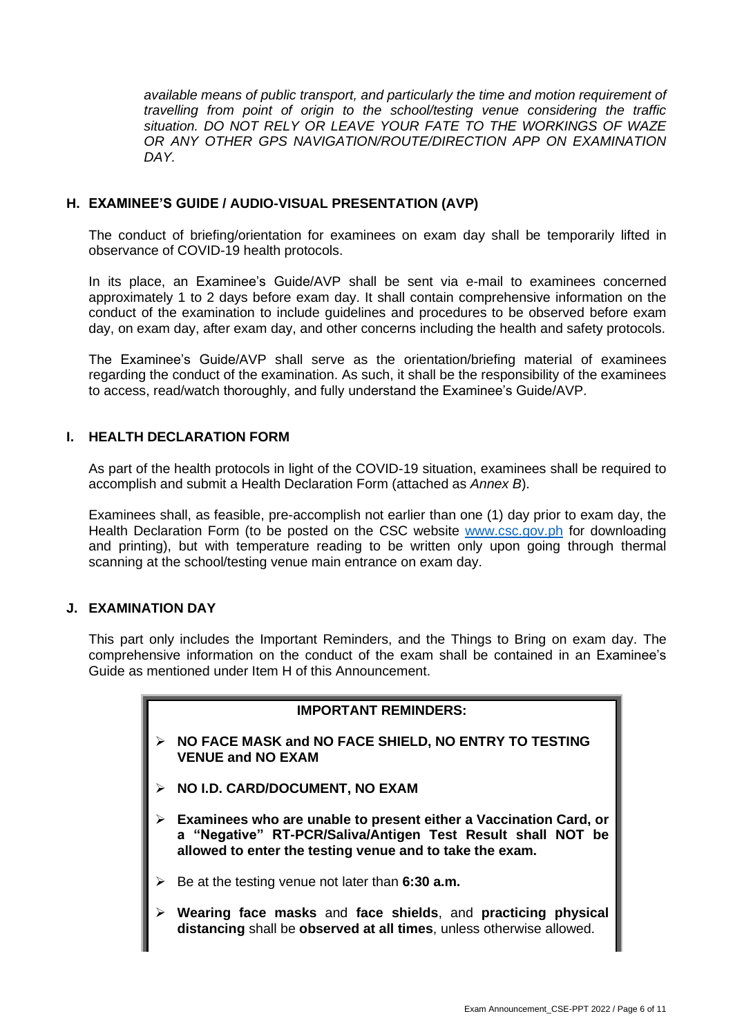*available means of public transport, and particularly the time and motion requirement of travelling from point of origin to the school/testing venue considering the traffic situation. DO NOT RELY OR LEAVE YOUR FATE TO THE WORKINGS OF WAZE OR ANY OTHER GPS NAVIGATION/ROUTE/DIRECTION APP ON EXAMINATION DAY.*

## H. EXAMINEE'S GUIDE / AUDIO-VISUAL PRESENTATION (AVP)

The conduct of briefing/orientation for examinees on exam day shall be temporarily lifted in observance of COVID-19 health protocols.

In its place, an Examinee's Guide/AVP shall be sent via e-mail to examinees concerned approximately 1 to 2 days before exam day. It shall contain comprehensive information on the conduct of the examination to include guidelines and procedures to be observed before exam day, on exam day, after exam day, and other concerns including the health and safety protocols.

The Examinee's Guide/AVP shall serve as the orientation/briefing material of examinees regarding the conduct of the examination. As such, it shall be the responsibility of the examinees to access, read/watch thoroughly, and fully understand the Examinee's Guide/AVP.

## I. HEALTH DECLARATION FORM

As part of the health protocols in light of the COVID-19 situation, examinees shall be required to accomplish and submit a Health Declaration Form (attached as *Annex B*).

Examinees shall, as feasible, pre-accomplish not earlier than one (1) day prior to exam day, the Health Declaration Form (to be posted on the CSC website www.csc.gov.ph for downloading and printing), but with temperature reading to be written only upon going through thermal scanning at the school/testing venue main entrance on exam day.

## J. EXAMINATION DAY

This part only includes the Important Reminders, and the Things to Bring on exam day. The comprehensive information on the conduct of the exam shall be contained in an Examinee's Guide as mentioned under Item H of this Announcement.

**IMPORTANT REMINDERS:**

- **NO FACE MASK and NO FACE SHIELD, NO ENTRY TO TESTING VENUE and NO EXAM**
- **NO I.D. CARD/DOCUMENT, NO EXAM**
- **Examinees who are unable to present either a Vaccination Card, or a "Negative" RT-PCR/Saliva/Antigen Test Result shall NOT be allowed to enter the testing venue and to take the exam.**
- Be at the testing venue not later than **6:30 a.m.**
- **Wearing face masks** and **face shields**, and **practicing physical distancing** shall be **observed at all times**, unless otherwise allowed.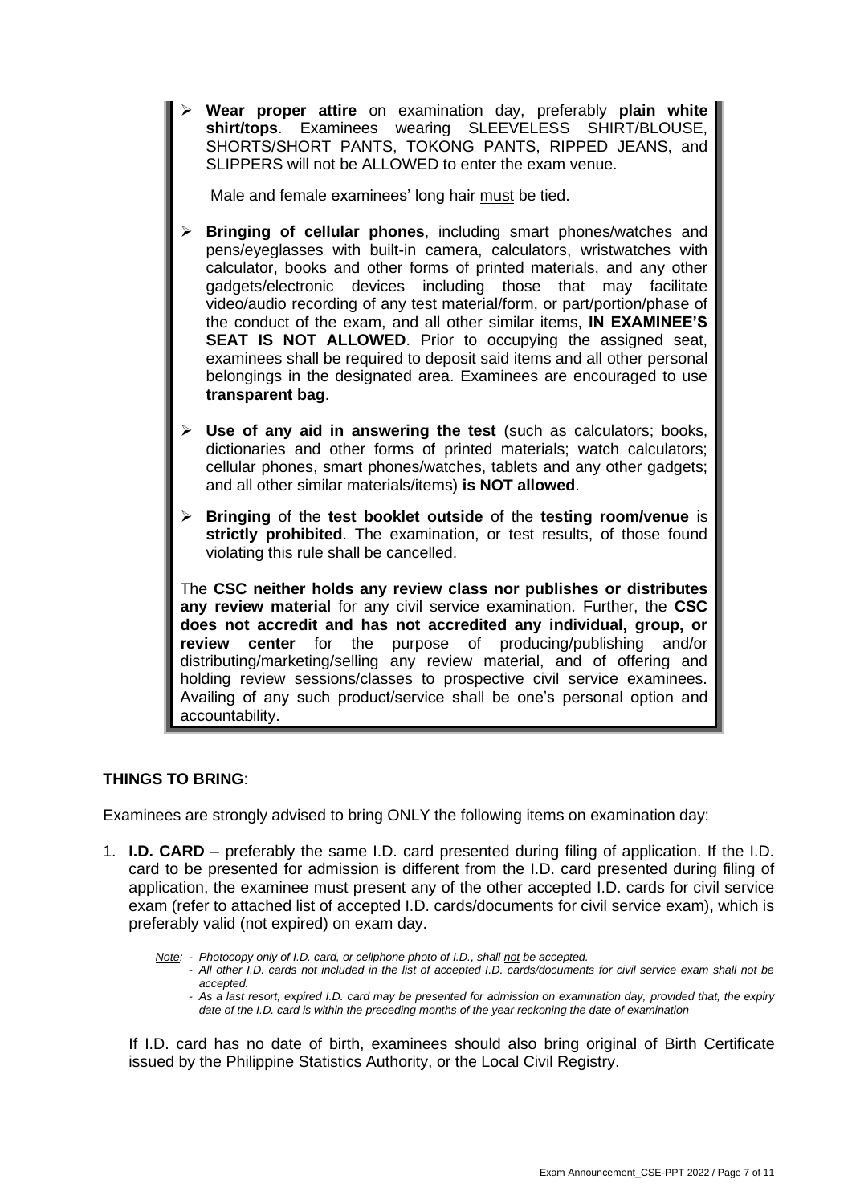- **Wear proper attire** on examination day, preferably **plain white shirt/tops**. Examinees wearing SLEEVELESS SHIRT/BLOUSE, SHORTS/SHORT PANTS, TOKONG PANTS, RIPPED JEANS, and SLIPPERS will not be ALLOWED to enter the exam venue.

  Male and female examinees' long hair must be tied.

- **Bringing of cellular phones**, including smart phones/watches and pens/eyeglasses with built-in camera, calculators, wristwatches with calculator, books and other forms of printed materials, and any other gadgets/electronic devices including those that may facilitate video/audio recording of any test material/form, or part/portion/phase of the conduct of the exam, and all other similar items, **IN EXAMINEE'S SEAT IS NOT ALLOWED**. Prior to occupying the assigned seat, examinees shall be required to deposit said items and all other personal belongings in the designated area. Examinees are encouraged to use **transparent bag**.

- **Use of any aid in answering the test** (such as calculators; books, dictionaries and other forms of printed materials; watch calculators; cellular phones, smart phones/watches, tablets and any other gadgets; and all other similar materials/items) **is NOT allowed**.

- **Bringing** of the **test booklet outside** of the **testing room/venue** is **strictly prohibited**. The examination, or test results, of those found violating this rule shall be cancelled.

The **CSC neither holds any review class nor publishes or distributes any review material** for any civil service examination. Further, the **CSC does not accredit and has not accredited any individual, group, or review center** for the purpose of producing/publishing and/or distributing/marketing/selling any review material, and of offering and holding review sessions/classes to prospective civil service examinees. Availing of any such product/service shall be one's personal option and accountability.

**THINGS TO BRING**:

Examinees are strongly advised to bring ONLY the following items on examination day:

1. **I.D. CARD** – preferably the same I.D. card presented during filing of application. If the I.D. card to be presented for admission is different from the I.D. card presented during filing of application, the examinee must present any of the other accepted I.D. cards for civil service exam (refer to attached list of accepted I.D. cards/documents for civil service exam), which is preferably valid (not expired) on exam day.

   *Note: - Photocopy only of I.D. card, or cellphone photo of I.D., shall not be accepted.*
   *- All other I.D. cards not included in the list of accepted I.D. cards/documents for civil service exam shall not be accepted.*
   *- As a last resort, expired I.D. card may be presented for admission on examination day, provided that, the expiry date of the I.D. card is within the preceding months of the year reckoning the date of examination*

   If I.D. card has no date of birth, examinees should also bring original of Birth Certificate issued by the Philippine Statistics Authority, or the Local Civil Registry.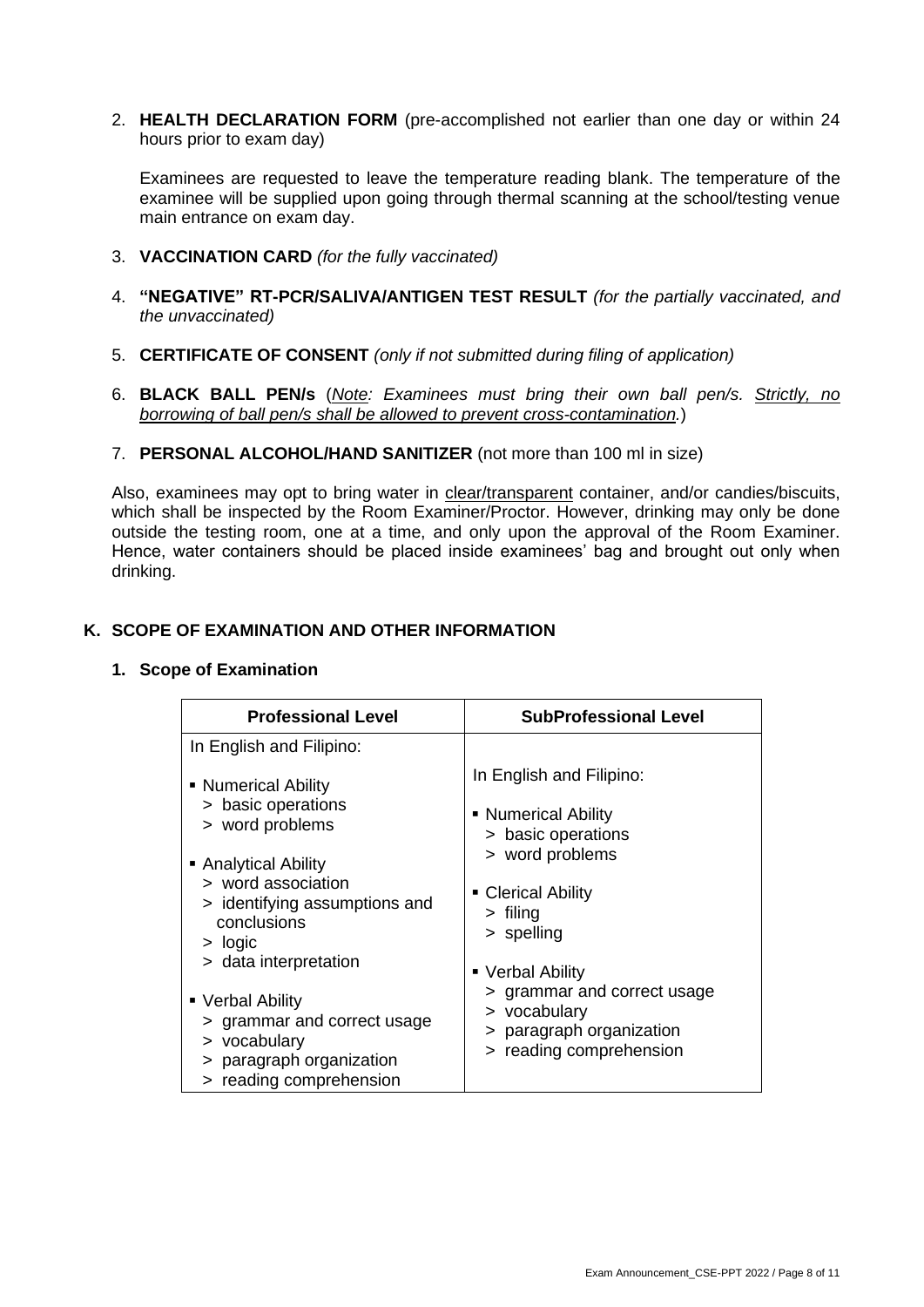2. **HEALTH DECLARATION FORM** (pre-accomplished not earlier than one day or within 24 hours prior to exam day)

   Examinees are requested to leave the temperature reading blank. The temperature of the examinee will be supplied upon going through thermal scanning at the school/testing venue main entrance on exam day.

3. **VACCINATION CARD** *(for the fully vaccinated)*

4. **"NEGATIVE" RT-PCR/SALIVA/ANTIGEN TEST RESULT** *(for the partially vaccinated, and the unvaccinated)*

5. **CERTIFICATE OF CONSENT** *(only if not submitted during filing of application)*

6. **BLACK BALL PEN/s** (*Note: Examinees must bring their own ball pen/s. Strictly, no borrowing of ball pen/s shall be allowed to prevent cross-contamination.*)

7. **PERSONAL ALCOHOL/HAND SANITIZER** (not more than 100 ml in size)

Also, examinees may opt to bring water in clear/transparent container, and/or candies/biscuits, which shall be inspected by the Room Examiner/Proctor. However, drinking may only be done outside the testing room, one at a time, and only upon the approval of the Room Examiner. Hence, water containers should be placed inside examinees' bag and brought out only when drinking.

## K. SCOPE OF EXAMINATION AND OTHER INFORMATION

### 1. Scope of Examination

| Professional Level | SubProfessional Level |
|---|---|
| In English and Filipino:<br><br>▪ Numerical Ability<br>> basic operations<br>> word problems<br><br>▪ Analytical Ability<br>> word association<br>> identifying assumptions and conclusions<br>> logic<br>> data interpretation<br><br>▪ Verbal Ability<br>> grammar and correct usage<br>> vocabulary<br>> paragraph organization<br>> reading comprehension | In English and Filipino:<br><br>▪ Numerical Ability<br>> basic operations<br>> word problems<br><br>▪ Clerical Ability<br>> filing<br>> spelling<br><br>▪ Verbal Ability<br>> grammar and correct usage<br>> vocabulary<br>> paragraph organization<br>> reading comprehension |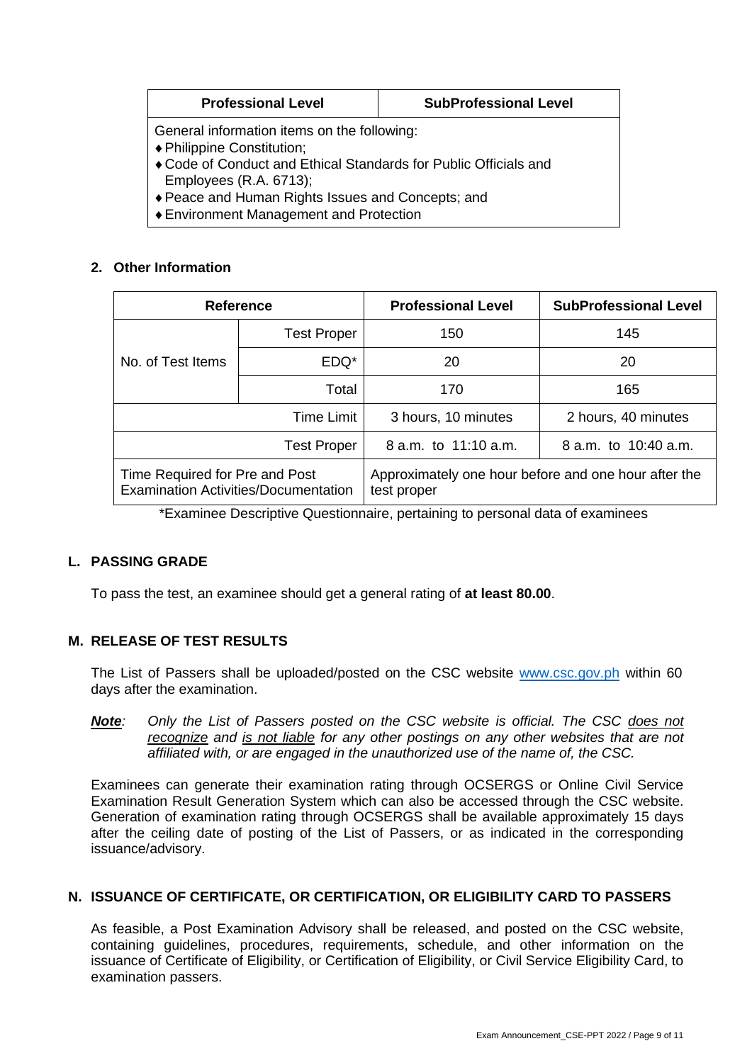| Professional Level | SubProfessional Level |
|---|---|
| General information items on the following:<br>♦ Philippine Constitution;<br>♦ Code of Conduct and Ethical Standards for Public Officials and Employees (R.A. 6713);<br>♦ Peace and Human Rights Issues and Concepts; and<br>♦ Environment Management and Protection | |

**2. Other Information**

| Reference | | Professional Level | SubProfessional Level |
|---|---|---|---|
| No. of Test Items | Test Proper | 150 | 145 |
| | EDQ* | 20 | 20 |
| | Total | 170 | 165 |
| | Time Limit | 3 hours, 10 minutes | 2 hours, 40 minutes |
| | Test Proper | 8 a.m. to 11:10 a.m. | 8 a.m. to 10:40 a.m. |
| Time Required for Pre and Post Examination Activities/Documentation | | Approximately one hour before and one hour after the test proper | |

*Examinee Descriptive Questionnaire, pertaining to personal data of examinees

## L. PASSING GRADE

To pass the test, an examinee should get a general rating of **at least 80.00**.

## M. RELEASE OF TEST RESULTS

The List of Passers shall be uploaded/posted on the CSC website www.csc.gov.ph within 60 days after the examination.

***Note****:* *Only the List of Passers posted on the CSC website is official. The CSC does not recognize and is not liable for any other postings on any other websites that are not affiliated with, or are engaged in the unauthorized use of the name of, the CSC.*

Examinees can generate their examination rating through OCSERGS or Online Civil Service Examination Result Generation System which can also be accessed through the CSC website. Generation of examination rating through OCSERGS shall be available approximately 15 days after the ceiling date of posting of the List of Passers, or as indicated in the corresponding issuance/advisory.

## N. ISSUANCE OF CERTIFICATE, OR CERTIFICATION, OR ELIGIBILITY CARD TO PASSERS

As feasible, a Post Examination Advisory shall be released, and posted on the CSC website, containing guidelines, procedures, requirements, schedule, and other information on the issuance of Certificate of Eligibility, or Certification of Eligibility, or Civil Service Eligibility Card, to examination passers.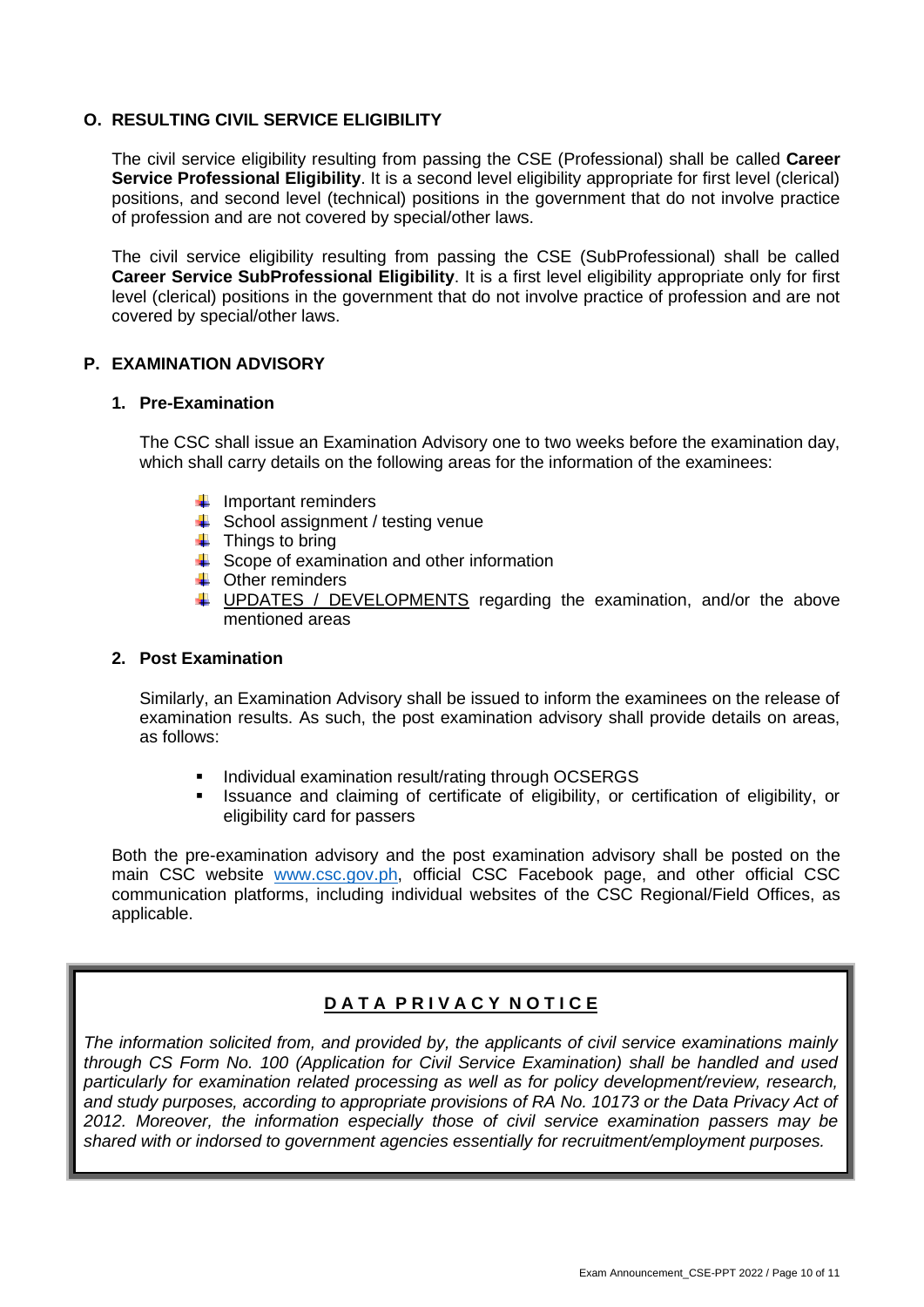## O. RESULTING CIVIL SERVICE ELIGIBILITY

The civil service eligibility resulting from passing the CSE (Professional) shall be called **Career Service Professional Eligibility**. It is a second level eligibility appropriate for first level (clerical) positions, and second level (technical) positions in the government that do not involve practice of profession and are not covered by special/other laws.

The civil service eligibility resulting from passing the CSE (SubProfessional) shall be called **Career Service SubProfessional Eligibility**. It is a first level eligibility appropriate only for first level (clerical) positions in the government that do not involve practice of profession and are not covered by special/other laws.

## P. EXAMINATION ADVISORY

### 1. Pre-Examination

The CSC shall issue an Examination Advisory one to two weeks before the examination day, which shall carry details on the following areas for the information of the examinees:

- Important reminders
- School assignment / testing venue
- Things to bring
- Scope of examination and other information
- Other reminders
- <u>UPDATES / DEVELOPMENTS</u> regarding the examination, and/or the above mentioned areas

### 2. Post Examination

Similarly, an Examination Advisory shall be issued to inform the examinees on the release of examination results. As such, the post examination advisory shall provide details on areas, as follows:

- Individual examination result/rating through OCSERGS
- Issuance and claiming of certificate of eligibility, or certification of eligibility, or eligibility card for passers

Both the pre-examination advisory and the post examination advisory shall be posted on the main CSC website www.csc.gov.ph, official CSC Facebook page, and other official CSC communication platforms, including individual websites of the CSC Regional/Field Offices, as applicable.

**<u>DATA PRIVACY NOTICE</u>**

*The information solicited from, and provided by, the applicants of civil service examinations mainly through CS Form No. 100 (Application for Civil Service Examination) shall be handled and used particularly for examination related processing as well as for policy development/review, research, and study purposes, according to appropriate provisions of RA No. 10173 or the Data Privacy Act of 2012. Moreover, the information especially those of civil service examination passers may be shared with or indorsed to government agencies essentially for recruitment/employment purposes.*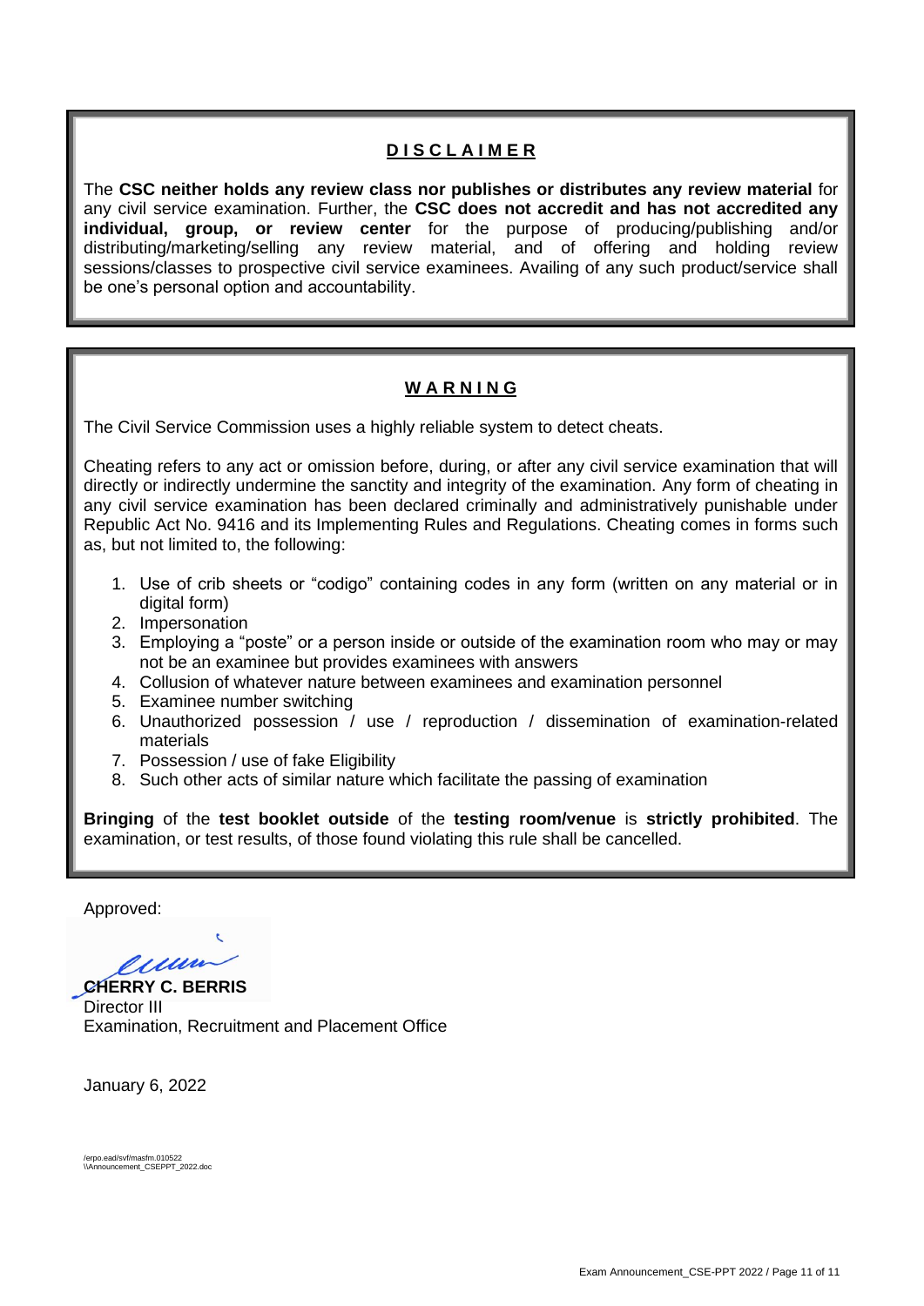## D I S C L A I M E R

The **CSC neither holds any review class nor publishes or distributes any review material** for any civil service examination. Further, the **CSC does not accredit and has not accredited any individual, group, or review center** for the purpose of producing/publishing and/or distributing/marketing/selling any review material, and of offering and holding review sessions/classes to prospective civil service examinees. Availing of any such product/service shall be one's personal option and accountability.

## W A R N I N G

The Civil Service Commission uses a highly reliable system to detect cheats.

Cheating refers to any act or omission before, during, or after any civil service examination that will directly or indirectly undermine the sanctity and integrity of the examination. Any form of cheating in any civil service examination has been declared criminally and administratively punishable under Republic Act No. 9416 and its Implementing Rules and Regulations. Cheating comes in forms such as, but not limited to, the following:

1. Use of crib sheets or "codigo" containing codes in any form (written on any material or in digital form)
2. Impersonation
3. Employing a "poste" or a person inside or outside of the examination room who may or may not be an examinee but provides examinees with answers
4. Collusion of whatever nature between examinees and examination personnel
5. Examinee number switching
6. Unauthorized possession / use / reproduction / dissemination of examination-related materials
7. Possession / use of fake Eligibility
8. Such other acts of similar nature which facilitate the passing of examination

**Bringing** of the **test booklet outside** of the **testing room/venue** is **strictly prohibited**. The examination, or test results, of those found violating this rule shall be cancelled.

Approved:

**CHERRY C. BERRIS**
Director III
Examination, Recruitment and Placement Office

January 6, 2022

/erpo.ead/svf/masfm.010522
\\Announcement_CSEPPT_2022.doc